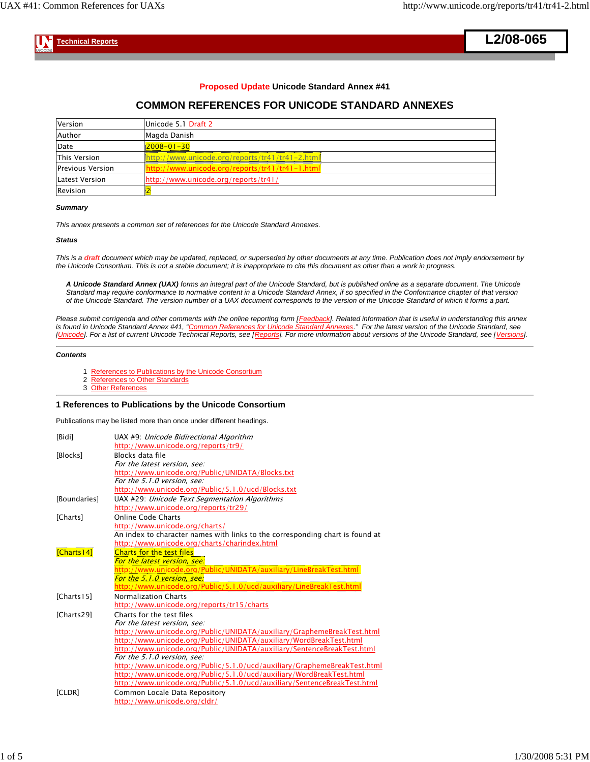Technical Reports

**L2/08-065**

**Proposed Update Unicode Standard Annex #41**

## COMMON REFERENCES FOR UNICODE STANDARD ANNEXES

| Version | Unicode 5.1 Draft 2 |
|---|---|
| Author | Magda Danish |
| Date | 2008-01-30 |
| This Version | http://www.unicode.org/reports/tr41/tr41-2.html |
| Previous Version | http://www.unicode.org/reports/tr41/tr41-1.html |
| Latest Version | http://www.unicode.org/reports/tr41/ |
| Revision | 2 |

***Summary***

*This annex presents a common set of references for the Unicode Standard Annexes.*

***Status***

*This is a **draft** document which may be updated, replaced, or superseded by other documents at any time. Publication does not imply endorsement by the Unicode Consortium. This is not a stable document; it is inappropriate to cite this document as other than a work in progress.*

> ***A Unicode Standard Annex (UAX)** forms an integral part of the Unicode Standard, but is published online as a separate document. The Unicode Standard may require conformance to normative content in a Unicode Standard Annex, if so specified in the Conformance chapter of that version of the Unicode Standard. The version number of a UAX document corresponds to the version of the Unicode Standard of which it forms a part.*

*Please submit corrigenda and other comments with the online reporting form [Feedback]. Related information that is useful in understanding this annex is found in Unicode Standard Annex #41, "Common References for Unicode Standard Annexes." For the latest version of the Unicode Standard, see [Unicode]. For a list of current Unicode Technical Reports, see [Reports]. For more information about versions of the Unicode Standard, see [Versions].*

***Contents***

1. References to Publications by the Unicode Consortium
2. References to Other Standards
3. Other References

### 1 References to Publications by the Unicode Consortium

Publications may be listed more than once under different headings.

| | |
|---|---|
| [Bidi] | UAX #9: *Unicode Bidirectional Algorithm*<br>http://www.unicode.org/reports/tr9/ |
| [Blocks] | Blocks data file<br>*For the latest version, see:*<br>http://www.unicode.org/Public/UNIDATA/Blocks.txt<br>*For the 5.1.0 version, see:*<br>http://www.unicode.org/Public/5.1.0/ucd/Blocks.txt |
| [Boundaries] | UAX #29: *Unicode Text Segmentation Algorithms*<br>http://www.unicode.org/reports/tr29/ |
| [Charts] | Online Code Charts<br>http://www.unicode.org/charts/<br>An index to character names with links to the corresponding chart is found at<br>http://www.unicode.org/charts/charindex.html |
| [Charts14] | Charts for the test files<br>*For the latest version, see:*<br>http://www.unicode.org/Public/UNIDATA/auxiliary/LineBreakTest.html<br>*For the 5.1.0 version, see:*<br>http://www.unicode.org/Public/5.1.0/ucd/auxiliary/LineBreakTest.html |
| [Charts15] | Normalization Charts<br>http://www.unicode.org/reports/tr15/charts |
| [Charts29] | Charts for the test files<br>*For the latest version, see:*<br>http://www.unicode.org/Public/UNIDATA/auxiliary/GraphemeBreakTest.html<br>http://www.unicode.org/Public/UNIDATA/auxiliary/WordBreakTest.html<br>http://www.unicode.org/Public/UNIDATA/auxiliary/SentenceBreakTest.html<br>*For the 5.1.0 version, see:*<br>http://www.unicode.org/Public/5.1.0/ucd/auxiliary/GraphemeBreakTest.html<br>http://www.unicode.org/Public/5.1.0/ucd/auxiliary/WordBreakTest.html<br>http://www.unicode.org/Public/5.1.0/ucd/auxiliary/SentenceBreakTest.html |
| [CLDR] | Common Locale Data Repository<br>http://www.unicode.org/cldr/ |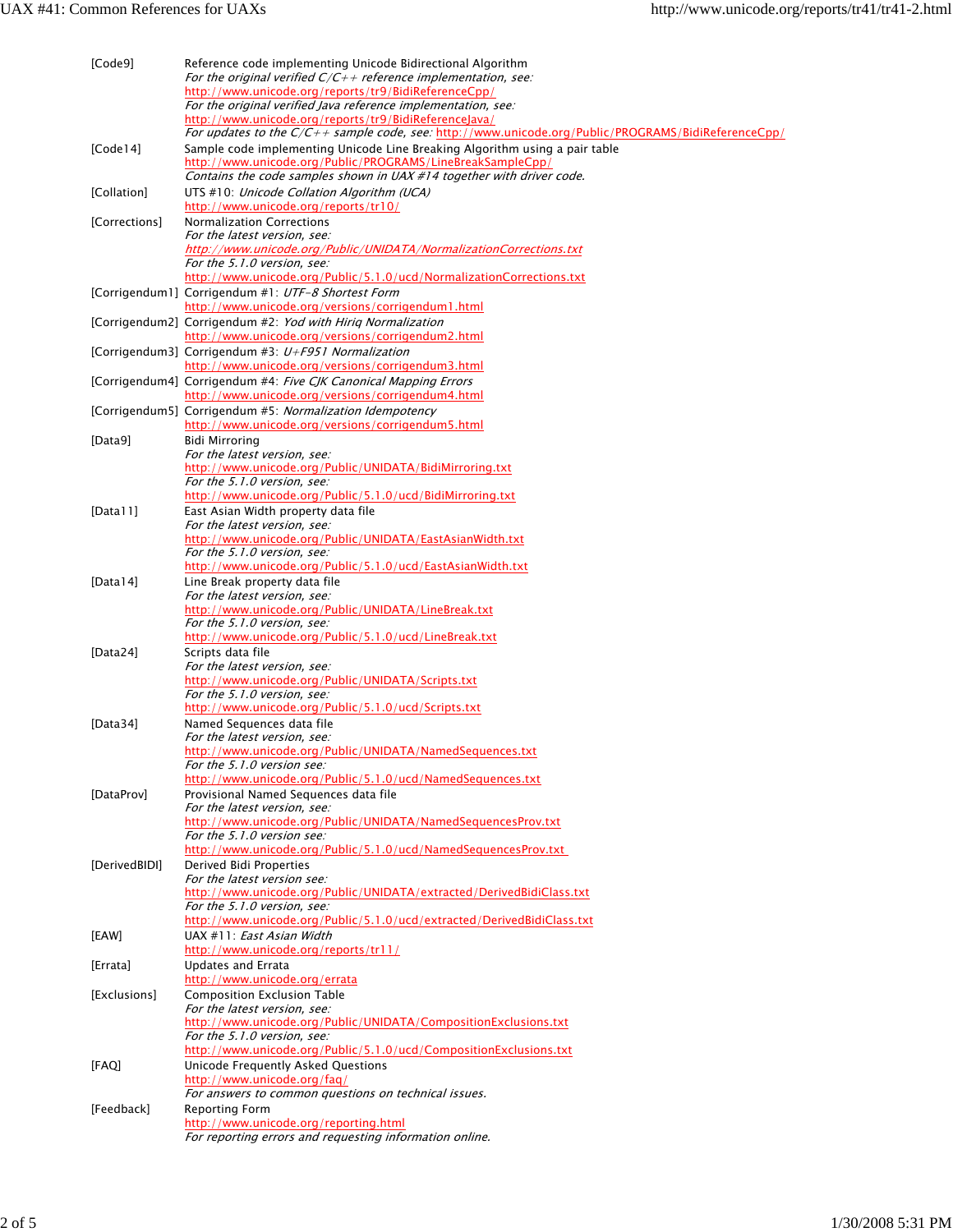| | |
|---|---|
| [Code9] | Reference code implementing Unicode Bidirectional Algorithm<br>*For the original verified C/C++ reference implementation, see:*<br>http://www.unicode.org/reports/tr9/BidiReferenceCpp/<br>*For the original verified Java reference implementation, see:*<br>http://www.unicode.org/reports/tr9/BidiReferenceJava/<br>*For updates to the C/C++ sample code, see:* http://www.unicode.org/Public/PROGRAMS/BidiReferenceCpp/ |
| [Code14] | Sample code implementing Unicode Line Breaking Algorithm using a pair table<br>http://www.unicode.org/Public/PROGRAMS/LineBreakSampleCpp/<br>*Contains the code samples shown in UAX #14 together with driver code.* |
| [Collation] | UTS #10: *Unicode Collation Algorithm (UCA)*<br>http://www.unicode.org/reports/tr10/ |
| [Corrections] | Normalization Corrections<br>*For the latest version, see:*<br>*http://www.unicode.org/Public/UNIDATA/NormalizationCorrections.txt*<br>*For the 5.1.0 version, see:*<br>http://www.unicode.org/Public/5.1.0/ucd/NormalizationCorrections.txt |
| [Corrigendum1] | Corrigendum #1: *UTF-8 Shortest Form*<br>http://www.unicode.org/versions/corrigendum1.html |
| [Corrigendum2] | Corrigendum #2: *Yod with Hiriq Normalization*<br>http://www.unicode.org/versions/corrigendum2.html |
| [Corrigendum3] | Corrigendum #3: *U+F951 Normalization*<br>http://www.unicode.org/versions/corrigendum3.html |
| [Corrigendum4] | Corrigendum #4: *Five CJK Canonical Mapping Errors*<br>http://www.unicode.org/versions/corrigendum4.html |
| [Corrigendum5] | Corrigendum #5: *Normalization Idempotency*<br>http://www.unicode.org/versions/corrigendum5.html |
| [Data9] | Bidi Mirroring<br>*For the latest version, see:*<br>http://www.unicode.org/Public/UNIDATA/BidiMirroring.txt<br>*For the 5.1.0 version, see:*<br>http://www.unicode.org/Public/5.1.0/ucd/BidiMirroring.txt |
| [Data11] | East Asian Width property data file<br>*For the latest version, see:*<br>http://www.unicode.org/Public/UNIDATA/EastAsianWidth.txt<br>*For the 5.1.0 version, see:*<br>http://www.unicode.org/Public/5.1.0/ucd/EastAsianWidth.txt |
| [Data14] | Line Break property data file<br>*For the latest version, see:*<br>http://www.unicode.org/Public/UNIDATA/LineBreak.txt<br>*For the 5.1.0 version, see:*<br>http://www.unicode.org/Public/5.1.0/ucd/LineBreak.txt |
| [Data24] | Scripts data file<br>*For the latest version, see:*<br>http://www.unicode.org/Public/UNIDATA/Scripts.txt<br>*For the 5.1.0 version, see:*<br>http://www.unicode.org/Public/5.1.0/ucd/Scripts.txt |
| [Data34] | Named Sequences data file<br>*For the latest version, see:*<br>http://www.unicode.org/Public/UNIDATA/NamedSequences.txt<br>*For the 5.1.0 version see:*<br>http://www.unicode.org/Public/5.1.0/ucd/NamedSequences.txt |
| [DataProv] | Provisional Named Sequences data file<br>*For the latest version, see:*<br>http://www.unicode.org/Public/UNIDATA/NamedSequencesProv.txt<br>*For the 5.1.0 version see:*<br>http://www.unicode.org/Public/5.1.0/ucd/NamedSequencesProv.txt |
| [DerivedBIDI] | Derived Bidi Properties<br>*For the latest version see:*<br>http://www.unicode.org/Public/UNIDATA/extracted/DerivedBidiClass.txt<br>*For the 5.1.0 version, see:*<br>http://www.unicode.org/Public/5.1.0/ucd/extracted/DerivedBidiClass.txt |
| [EAW] | UAX #11: *East Asian Width*<br>http://www.unicode.org/reports/tr11/ |
| [Errata] | Updates and Errata<br>http://www.unicode.org/errata |
| [Exclusions] | Composition Exclusion Table<br>*For the latest version, see:*<br>http://www.unicode.org/Public/UNIDATA/CompositionExclusions.txt<br>*For the 5.1.0 version, see:*<br>http://www.unicode.org/Public/5.1.0/ucd/CompositionExclusions.txt |
| [FAQ] | Unicode Frequently Asked Questions<br>http://www.unicode.org/faq/<br>*For answers to common questions on technical issues.* |
| [Feedback] | Reporting Form<br>http://www.unicode.org/reporting.html<br>*For reporting errors and requesting information online.* |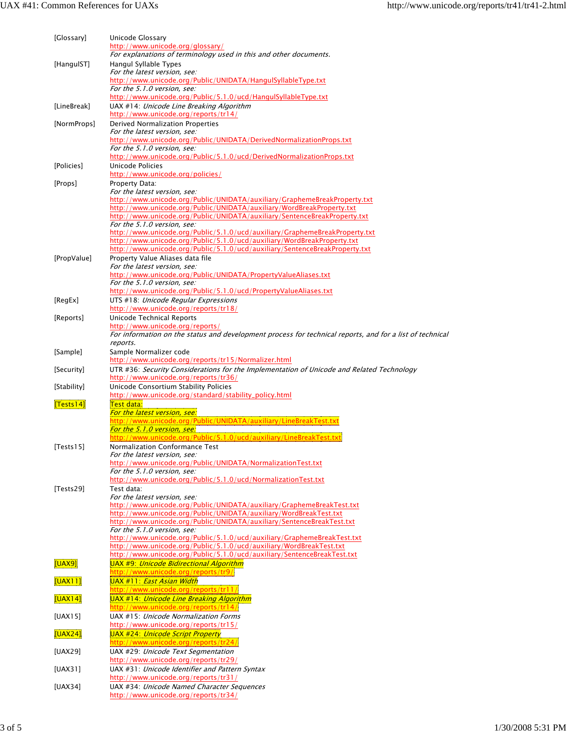| | |
|---|---|
| [Glossary] | Unicode Glossary<br>http://www.unicode.org/glossary/<br>*For explanations of terminology used in this and other documents.* |
| [HangulST] | Hangul Syllable Types<br>*For the latest version, see:*<br>http://www.unicode.org/Public/UNIDATA/HangulSyllableType.txt<br>*For the 5.1.0 version, see:*<br>http://www.unicode.org/Public/5.1.0/ucd/HangulSyllableType.txt |
| [LineBreak] | UAX #14: *Unicode Line Breaking Algorithm*<br>http://www.unicode.org/reports/tr14/ |
| [NormProps] | Derived Normalization Properties<br>*For the latest version, see:*<br>http://www.unicode.org/Public/UNIDATA/DerivedNormalizationProps.txt<br>*For the 5.1.0 version, see:*<br>http://www.unicode.org/Public/5.1.0/ucd/DerivedNormalizationProps.txt |
| [Policies] | Unicode Policies<br>http://www.unicode.org/policies/ |
| [Props] | Property Data:<br>*For the latest version, see:*<br>http://www.unicode.org/Public/UNIDATA/auxiliary/GraphemeBreakProperty.txt<br>http://www.unicode.org/Public/UNIDATA/auxiliary/WordBreakProperty.txt<br>http://www.unicode.org/Public/UNIDATA/auxiliary/SentenceBreakProperty.txt<br>*For the 5.1.0 version, see:*<br>http://www.unicode.org/Public/5.1.0/ucd/auxiliary/GraphemeBreakProperty.txt<br>http://www.unicode.org/Public/5.1.0/ucd/auxiliary/WordBreakProperty.txt<br>http://www.unicode.org/Public/5.1.0/ucd/auxiliary/SentenceBreakProperty.txt |
| [PropValue] | Property Value Aliases data file<br>*For the latest version, see:*<br>http://www.unicode.org/Public/UNIDATA/PropertyValueAliases.txt<br>*For the 5.1.0 version, see:*<br>http://www.unicode.org/Public/5.1.0/ucd/PropertyValueAliases.txt |
| [RegEx] | UTS #18: *Unicode Regular Expressions*<br>http://www.unicode.org/reports/tr18/ |
| [Reports] | Unicode Technical Reports<br>http://www.unicode.org/reports/<br>*For information on the status and development process for technical reports, and for a list of technical reports.* |
| [Sample] | Sample Normalizer code<br>http://www.unicode.org/reports/tr15/Normalizer.html |
| [Security] | UTR #36: *Security Considerations for the Implementation of Unicode and Related Technology*<br>http://www.unicode.org/reports/tr36/ |
| [Stability] | Unicode Consortium Stability Policies<br>http://www.unicode.org/standard/stability_policy.html |
| [Tests14] | Test data:<br>*For the latest version, see:*<br>http://www.unicode.org/Public/UNIDATA/auxiliary/LineBreakTest.txt<br>*For the 5.1.0 version, see:*<br>http://www.unicode.org/Public/5.1.0/ucd/auxiliary/LineBreakTest.txt |
| [Tests15] | Normalization Conformance Test<br>*For the latest version, see:*<br>http://www.unicode.org/Public/UNIDATA/NormalizationTest.txt<br>*For the 5.1.0 version, see:*<br>http://www.unicode.org/Public/5.1.0/ucd/NormalizationTest.txt |
| [Tests29] | Test data:<br>*For the latest version, see:*<br>http://www.unicode.org/Public/UNIDATA/auxiliary/GraphemeBreakTest.txt<br>http://www.unicode.org/Public/UNIDATA/auxiliary/WordBreakTest.txt<br>http://www.unicode.org/Public/UNIDATA/auxiliary/SentenceBreakTest.txt<br>*For the 5.1.0 version, see:*<br>http://www.unicode.org/Public/5.1.0/ucd/auxiliary/GraphemeBreakTest.txt<br>http://www.unicode.org/Public/5.1.0/ucd/auxiliary/WordBreakTest.txt<br>http://www.unicode.org/Public/5.1.0/ucd/auxiliary/SentenceBreakTest.txt |
| [UAX9] | UAX #9: *Unicode Bidirectional Algorithm*<br>http://www.unicode.org/reports/tr9/ |
| [UAX11] | UAX #11: *East Asian Width*<br>http://www.unicode.org/reports/tr11/ |
| [UAX14] | UAX #14: *Unicode Line Breaking Algorithm*<br>http://www.unicode.org/reports/tr14/ |
| [UAX15] | UAX #15: *Unicode Normalization Forms*<br>http://www.unicode.org/reports/tr15/ |
| [UAX24] | UAX #24: *Unicode Script Property*<br>http://www.unicode.org/reports/tr24/ |
| [UAX29] | UAX #29: *Unicode Text Segmentation*<br>http://www.unicode.org/reports/tr29/ |
| [UAX31] | UAX #31: *Unicode Identifier and Pattern Syntax*<br>http://www.unicode.org/reports/tr31/ |
| [UAX34] | UAX #34: *Unicode Named Character Sequences*<br>http://www.unicode.org/reports/tr34/ |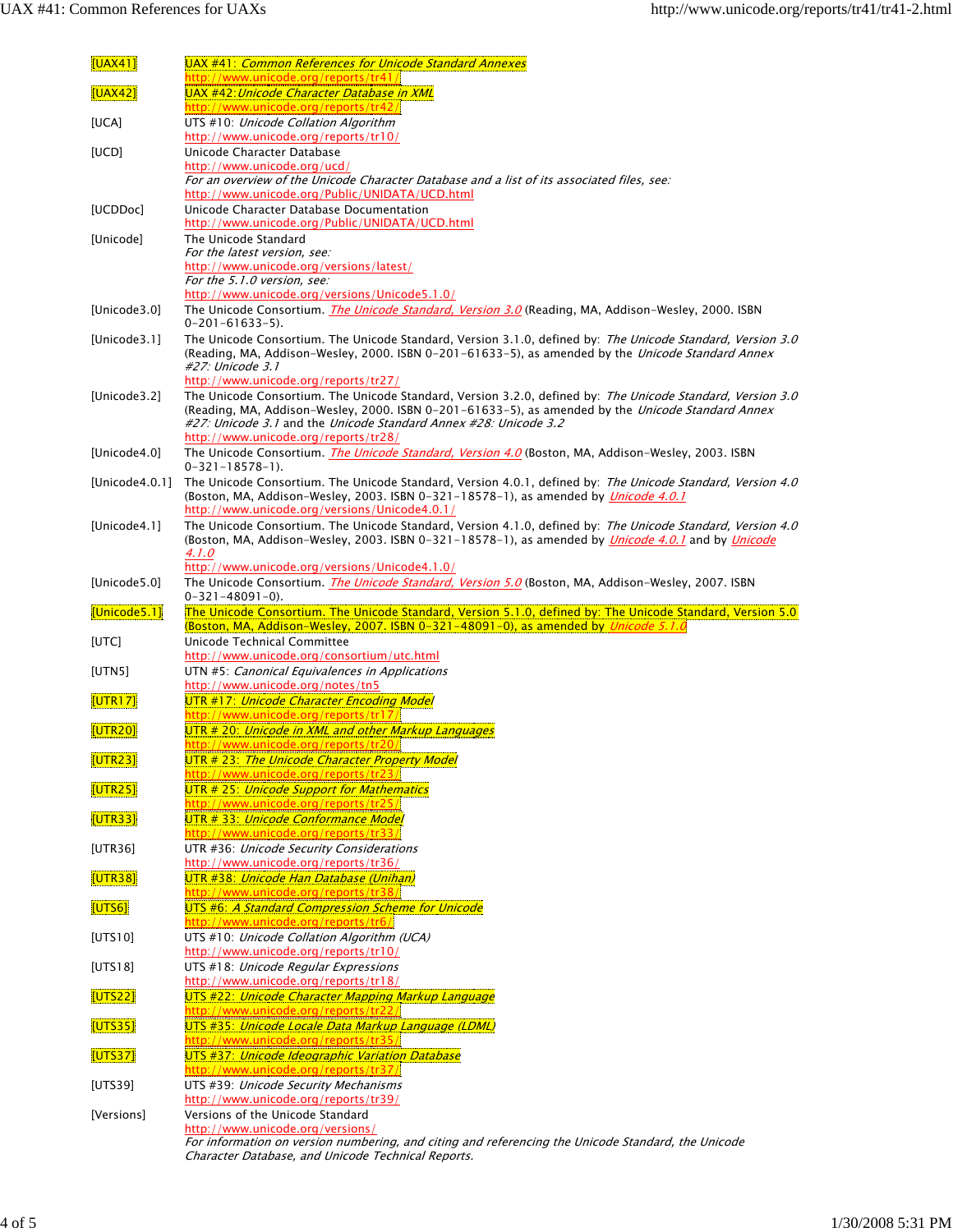| | |
|---|---|
| [UAX41] | UAX #41: *Common References for Unicode Standard Annexes*<br>http://www.unicode.org/reports/tr41/ |
| [UAX42] | UAX #42: *Unicode Character Database in XML*<br>http://www.unicode.org/reports/tr42/ |
| [UCA] | UTS #10: *Unicode Collation Algorithm*<br>http://www.unicode.org/reports/tr10/ |
| [UCD] | Unicode Character Database<br>http://www.unicode.org/ucd/<br>*For an overview of the Unicode Character Database and a list of its associated files, see:*<br>http://www.unicode.org/Public/UNIDATA/UCD.html |
| [UCDDoc] | Unicode Character Database Documentation<br>http://www.unicode.org/Public/UNIDATA/UCD.html |
| [Unicode] | The Unicode Standard<br>*For the latest version, see:*<br>http://www.unicode.org/versions/latest/<br>*For the 5.1.0 version, see:*<br>http://www.unicode.org/versions/Unicode5.1.0/ |
| [Unicode3.0] | The Unicode Consortium. *The Unicode Standard, Version 3.0* (Reading, MA, Addison-Wesley, 2000. ISBN 0-201-61633-5). |
| [Unicode3.1] | The Unicode Consortium. The Unicode Standard, Version 3.1.0, defined by: *The Unicode Standard, Version 3.0* (Reading, MA, Addison-Wesley, 2000. ISBN 0-201-61633-5), as amended by the *Unicode Standard Annex #27: Unicode 3.1*<br>http://www.unicode.org/reports/tr27/ |
| [Unicode3.2] | The Unicode Consortium. The Unicode Standard, Version 3.2.0, defined by: *The Unicode Standard, Version 3.0* (Reading, MA, Addison-Wesley, 2000. ISBN 0-201-61633-5), as amended by the *Unicode Standard Annex #27: Unicode 3.1* and the *Unicode Standard Annex #28: Unicode 3.2*<br>http://www.unicode.org/reports/tr28/ |
| [Unicode4.0] | The Unicode Consortium. *The Unicode Standard, Version 4.0* (Boston, MA, Addison-Wesley, 2003. ISBN 0-321-18578-1). |
| [Unicode4.0.1] | The Unicode Consortium. The Unicode Standard, Version 4.0.1, defined by: *The Unicode Standard, Version 4.0* (Boston, MA, Addison-Wesley, 2003. ISBN 0-321-18578-1), as amended by *Unicode 4.0.1*<br>http://www.unicode.org/versions/Unicode4.0.1/ |
| [Unicode4.1] | The Unicode Consortium. The Unicode Standard, Version 4.1.0, defined by: *The Unicode Standard, Version 4.0* (Boston, MA, Addison-Wesley, 2003. ISBN 0-321-18578-1), as amended by *Unicode 4.0.1* and by *Unicode 4.1.0*<br>http://www.unicode.org/versions/Unicode4.1.0/ |
| [Unicode5.0] | The Unicode Consortium. *The Unicode Standard, Version 5.0* (Boston, MA, Addison-Wesley, 2007. ISBN 0-321-48091-0). |
| [Unicode5.1] | The Unicode Consortium. The Unicode Standard, Version 5.1.0, defined by: The Unicode Standard, Version 5.0 (Boston, MA, Addison-Wesley, 2007. ISBN 0-321-48091-0), as amended by *Unicode 5.1.0* |
| [UTC] | Unicode Technical Committee<br>http://www.unicode.org/consortium/utc.html |
| [UTN5] | UTN #5: *Canonical Equivalences in Applications*<br>http://www.unicode.org/notes/tn5 |
| [UTR17] | UTR #17: *Unicode Character Encoding Model*<br>http://www.unicode.org/reports/tr17/ |
| [UTR20] | UTR # 20: *Unicode in XML and other Markup Languages*<br>http://www.unicode.org/reports/tr20/ |
| [UTR23] | UTR # 23: *The Unicode Character Property Model*<br>http://www.unicode.org/reports/tr23/ |
| [UTR25] | UTR # 25: *Unicode Support for Mathematics*<br>http://www.unicode.org/reports/tr25/ |
| [UTR33] | UTR # 33: *Unicode Conformance Model*<br>http://www.unicode.org/reports/tr33/ |
| [UTR36] | UTR #36: *Unicode Security Considerations*<br>http://www.unicode.org/reports/tr36/ |
| [UTR38] | UTR #38: *Unicode Han Database (Unihan)*<br>http://www.unicode.org/reports/tr38/ |
| [UTS6] | UTS #6: *A Standard Compression Scheme for Unicode*<br>http://www.unicode.org/reports/tr6/ |
| [UTS10] | UTS #10: *Unicode Collation Algorithm (UCA)*<br>http://www.unicode.org/reports/tr10/ |
| [UTS18] | UTS #18: *Unicode Regular Expressions*<br>http://www.unicode.org/reports/tr18/ |
| [UTS22] | UTS #22: *Unicode Character Mapping Markup Language*<br>http://www.unicode.org/reports/tr22/ |
| [UTS35] | UTS #35: *Unicode Locale Data Markup Language (LDML)*<br>http://www.unicode.org/reports/tr35/ |
| [UTS37] | UTS #37: *Unicode Ideographic Variation Database*<br>http://www.unicode.org/reports/tr37/ |
| [UTS39] | UTS #39: *Unicode Security Mechanisms*<br>http://www.unicode.org/reports/tr39/ |
| [Versions] | Versions of the Unicode Standard<br>http://www.unicode.org/versions/<br>*For information on version numbering, and citing and referencing the Unicode Standard, the Unicode Character Database, and Unicode Technical Reports.* |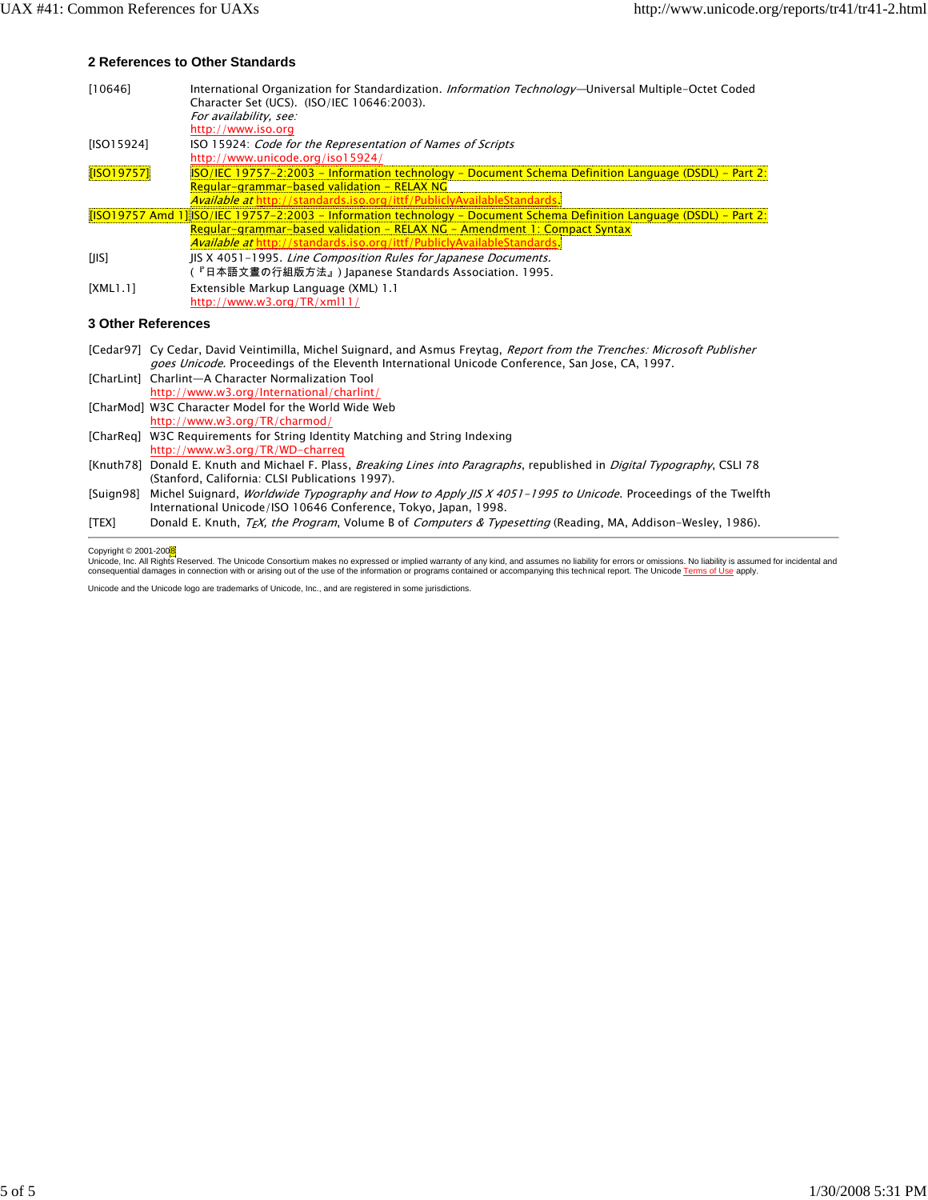## 2 References to Other Standards

| | |
|---|---|
| [10646] | International Organization for Standardization. *Information Technology*—Universal Multiple-Octet Coded Character Set (UCS). (ISO/IEC 10646:2003).<br>*For availability, see:*<br>http://www.iso.org |
| [ISO15924] | ISO 15924: *Code for the Representation of Names of Scripts*<br>http://www.unicode.org/iso15924/ |
| [ISO19757] | ISO/IEC 19757-2:2003 - Information technology - Document Schema Definition Language (DSDL) - Part 2: Regular-grammar-based validation - RELAX NG<br>*Available at* http://standards.iso.org/ittf/PubliclyAvailableStandards. |
| [ISO19757 Amd 1] | ISO/IEC 19757-2:2003 - Information technology - Document Schema Definition Language (DSDL) - Part 2: Regular-grammar-based validation - RELAX NG - Amendment 1: Compact Syntax<br>*Available at* http://standards.iso.org/ittf/PubliclyAvailableStandards. |
| [JIS] | JIS X 4051-1995. *Line Composition Rules for Japanese Documents.*<br>(『日本語文書の行組版方法』) Japanese Standards Association. 1995. |
| [XML1.1] | Extensible Markup Language (XML) 1.1<br>http://www.w3.org/TR/xml11/ |

## 3 Other References

| | |
|---|---|
| [Cedar97] | Cy Cedar, David Veintimilla, Michel Suignard, and Asmus Freytag, *Report from the Trenches: Microsoft Publisher goes Unicode.* Proceedings of the Eleventh International Unicode Conference, San Jose, CA, 1997. |
| [CharLint] | Charlint—A Character Normalization Tool<br>http://www.w3.org/International/charlint/ |
| [CharMod] | W3C Character Model for the World Wide Web<br>http://www.w3.org/TR/charmod/ |
| [CharReq] | W3C Requirements for String Identity Matching and String Indexing<br>http://www.w3.org/TR/WD-charreq |
| [Knuth78] | Donald E. Knuth and Michael F. Plass, *Breaking Lines into Paragraphs*, republished in *Digital Typography*, CSLI 78 (Stanford, California: CLSI Publications 1997). |
| [Suign98] | Michel Suignard, *Worldwide Typography and How to Apply JIS X 4051-1995 to Unicode.* Proceedings of the Twelfth International Unicode/ISO 10646 Conference, Tokyo, Japan, 1998. |
| [TEX] | Donald E. Knuth, *TEX, the Program*, Volume B of *Computers & Typesetting* (Reading, MA, Addison-Wesley, 1986). |

---

Copyright © 2001-2008
Unicode, Inc. All Rights Reserved. The Unicode Consortium makes no expressed or implied warranty of any kind, and assumes no liability for errors or omissions. No liability is assumed for incidental and consequential damages in connection with or arising out of the use of the information or programs contained or accompanying this technical report. The Unicode Terms of Use apply.

Unicode and the Unicode logo are trademarks of Unicode, Inc., and are registered in some jurisdictions.